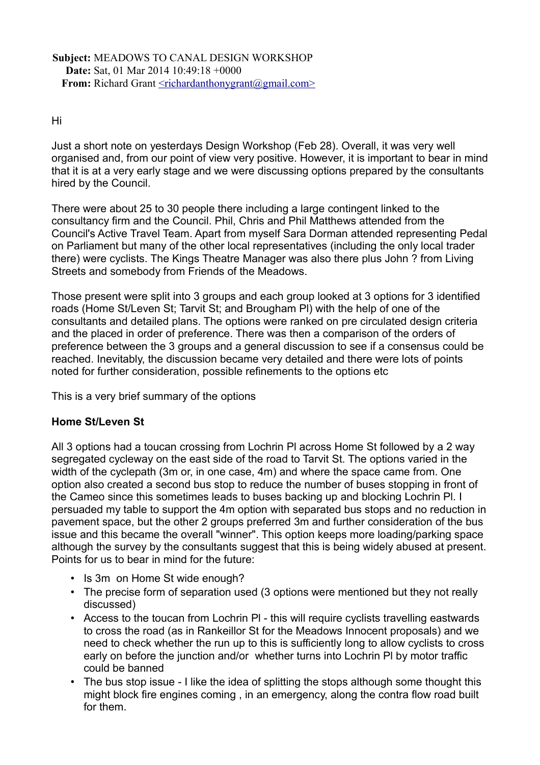**Subject:** MEADOWS TO CANAL DESIGN WORKSHOP
**Date:** Sat, 01 Mar 2014 10:49:18 +0000
**From:** Richard Grant <richardanthonygrant@gmail.com>

Hi

Just a short note on yesterdays Design Workshop (Feb 28). Overall, it was very well organised and, from our point of view very positive. However, it is important to bear in mind that it is at a very early stage and we were discussing options prepared by the consultants hired by the Council.

There were about 25 to 30 people there including a large contingent linked to the consultancy firm and the Council. Phil, Chris and Phil Matthews attended from the Council's Active Travel Team. Apart from myself Sara Dorman attended representing Pedal on Parliament but many of the other local representatives (including the only local trader there) were cyclists. The Kings Theatre Manager was also there plus John ? from Living Streets and somebody from Friends of the Meadows.

Those present were split into 3 groups and each group looked at 3 options for 3 identified roads (Home St/Leven St; Tarvit St; and Brougham Pl) with the help of one of the consultants and detailed plans. The options were ranked on pre circulated design criteria and the placed in order of preference. There was then a comparison of the orders of preference between the 3 groups and a general discussion to see if a consensus could be reached. Inevitably, the discussion became very detailed and there were lots of points noted for further consideration, possible refinements to the options etc

This is a very brief summary of the options

**Home St/Leven St**

All 3 options had a toucan crossing from Lochrin Pl across Home St followed by a 2 way segregated cycleway on the east side of the road to Tarvit St. The options varied in the width of the cyclepath (3m or, in one case, 4m) and where the space came from. One option also created a second bus stop to reduce the number of buses stopping in front of the Cameo since this sometimes leads to buses backing up and blocking Lochrin Pl. I persuaded my table to support the 4m option with separated bus stops and no reduction in pavement space, but the other 2 groups preferred 3m and further consideration of the bus issue and this became the overall "winner". This option keeps more loading/parking space although the survey by the consultants suggest that this is being widely abused at present. Points for us to bear in mind for the future:

- Is 3m on Home St wide enough?
- The precise form of separation used (3 options were mentioned but they not really discussed)
- Access to the toucan from Lochrin Pl - this will require cyclists travelling eastwards to cross the road (as in Rankeillor St for the Meadows Innocent proposals) and we need to check whether the run up to this is sufficiently long to allow cyclists to cross early on before the junction and/or whether turns into Lochrin Pl by motor traffic could be banned
- The bus stop issue - I like the idea of splitting the stops although some thought this might block fire engines coming , in an emergency, along the contra flow road built for them.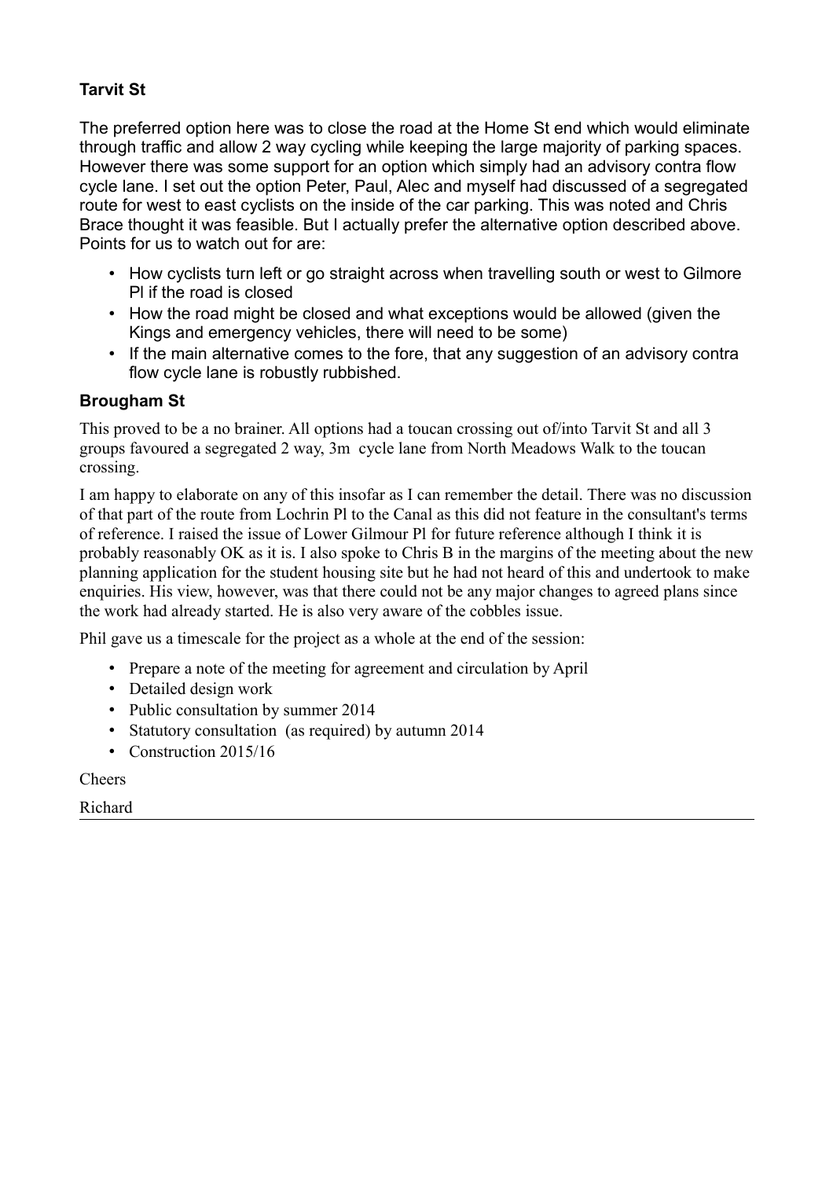### Tarvit St

The preferred option here was to close the road at the Home St end which would eliminate through traffic and allow 2 way cycling while keeping the large majority of parking spaces. However there was some support for an option which simply had an advisory contra flow cycle lane. I set out the option Peter, Paul, Alec and myself had discussed of a segregated route for west to east cyclists on the inside of the car parking. This was noted and Chris Brace thought it was feasible. But I actually prefer the alternative option described above. Points for us to watch out for are:

- How cyclists turn left or go straight across when travelling south or west to Gilmore Pl if the road is closed
- How the road might be closed and what exceptions would be allowed (given the Kings and emergency vehicles, there will need to be some)
- If the main alternative comes to the fore, that any suggestion of an advisory contra flow cycle lane is robustly rubbished.

### Brougham St

This proved to be a no brainer. All options had a toucan crossing out of/into Tarvit St and all 3 groups favoured a segregated 2 way, 3m cycle lane from North Meadows Walk to the toucan crossing.

I am happy to elaborate on any of this insofar as I can remember the detail. There was no discussion of that part of the route from Lochrin Pl to the Canal as this did not feature in the consultant's terms of reference. I raised the issue of Lower Gilmour Pl for future reference although I think it is probably reasonably OK as it is. I also spoke to Chris B in the margins of the meeting about the new planning application for the student housing site but he had not heard of this and undertook to make enquiries. His view, however, was that there could not be any major changes to agreed plans since the work had already started. He is also very aware of the cobbles issue.

Phil gave us a timescale for the project as a whole at the end of the session:

- Prepare a note of the meeting for agreement and circulation by April
- Detailed design work
- Public consultation by summer 2014
- Statutory consultation (as required) by autumn 2014
- Construction 2015/16

Cheers

Richard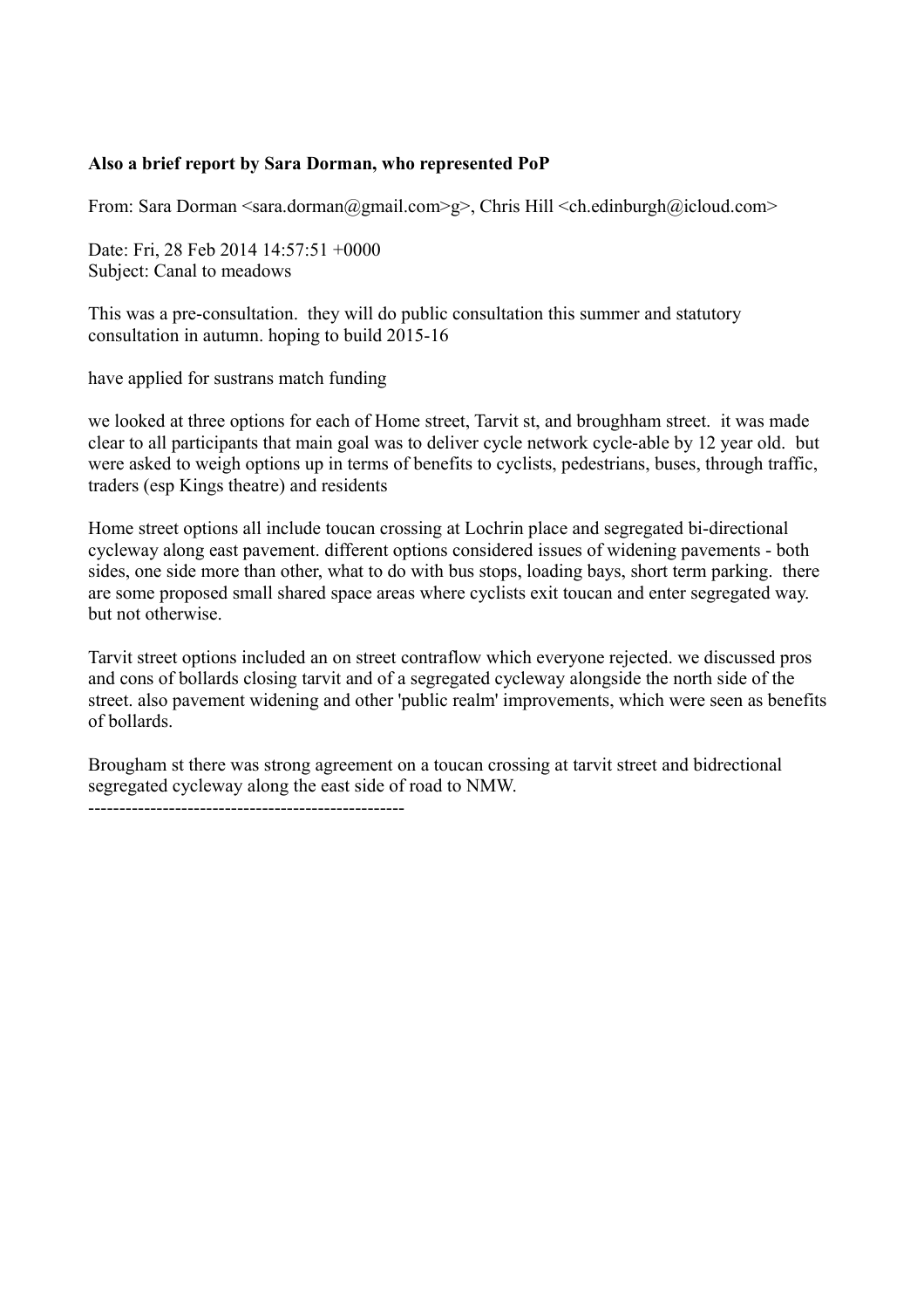**Also a brief report by Sara Dorman, who represented PoP**

From: Sara Dorman <sara.dorman@gmail.com>g>, Chris Hill <ch.edinburgh@icloud.com>

Date: Fri, 28 Feb 2014 14:57:51 +0000
Subject: Canal to meadows

This was a pre-consultation. they will do public consultation this summer and statutory consultation in autumn. hoping to build 2015-16

have applied for sustrans match funding

we looked at three options for each of Home street, Tarvit st, and broughham street. it was made clear to all participants that main goal was to deliver cycle network cycle-able by 12 year old. but were asked to weigh options up in terms of benefits to cyclists, pedestrians, buses, through traffic, traders (esp Kings theatre) and residents

Home street options all include toucan crossing at Lochrin place and segregated bi-directional cycleway along east pavement. different options considered issues of widening pavements - both sides, one side more than other, what to do with bus stops, loading bays, short term parking. there are some proposed small shared space areas where cyclists exit toucan and enter segregated way. but not otherwise.

Tarvit street options included an on street contraflow which everyone rejected. we discussed pros and cons of bollards closing tarvit and of a segregated cycleway alongside the north side of the street. also pavement widening and other 'public realm' improvements, which were seen as benefits of bollards.

Brougham st there was strong agreement on a toucan crossing at tarvit street and bidrectional segregated cycleway along the east side of road to NMW.

---------------------------------------------------